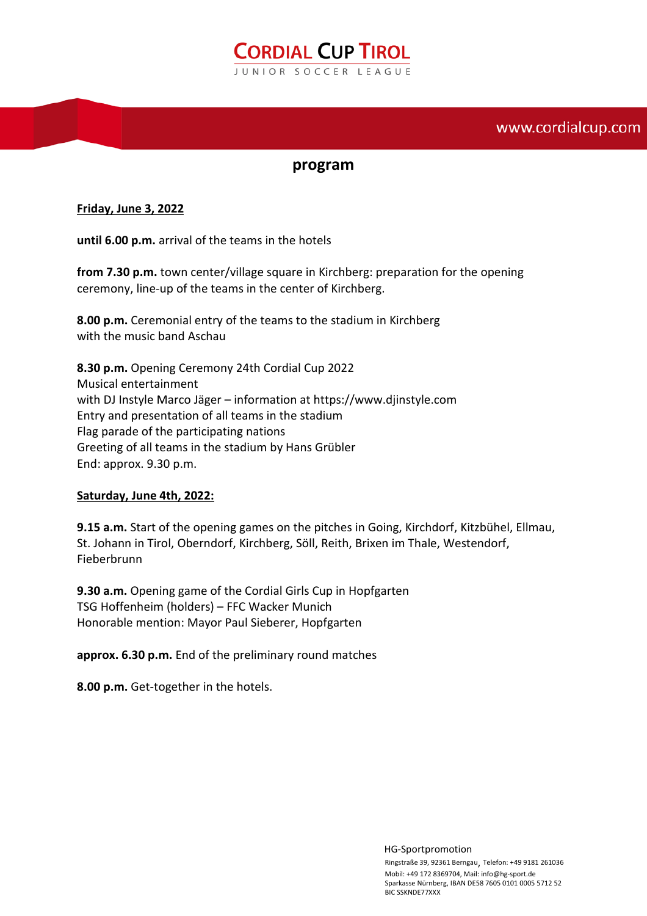# CORDIAL CUP TIROL

JUNIOR SOCCER LEAGUE

www.cordialcup.com

## program

**Friday, June 3, 2022**

**until 6.00 p.m.** arrival of the teams in the hotels

**from 7.30 p.m.** town center/village square in Kirchberg: preparation for the opening ceremony, line-up of the teams in the center of Kirchberg.

**8.00 p.m.** Ceremonial entry of the teams to the stadium in Kirchberg with the music band Aschau

**8.30 p.m.** Opening Ceremony 24th Cordial Cup 2022
Musical entertainment
with DJ Instyle Marco Jäger – information at https://www.djinstyle.com
Entry and presentation of all teams in the stadium
Flag parade of the participating nations
Greeting of all teams in the stadium by Hans Grübler
End: approx. 9.30 p.m.

**Saturday, June 4th, 2022:**

**9.15 a.m.** Start of the opening games on the pitches in Going, Kirchdorf, Kitzbühel, Ellmau, St. Johann in Tirol, Oberndorf, Kirchberg, Söll, Reith, Brixen im Thale, Westendorf, Fieberbrunn

**9.30 a.m.** Opening game of the Cordial Girls Cup in Hopfgarten
TSG Hoffenheim (holders) – FFC Wacker Munich
Honorable mention: Mayor Paul Sieberer, Hopfgarten

**approx. 6.30 p.m.** End of the preliminary round matches

**8.00 p.m.** Get-together in the hotels.

HG-Sportpromotion
Ringstraße 39, 92361 Berngau, Telefon: +49 9181 261036
Mobil: +49 172 8369704, Mail: info@hg-sport.de
Sparkasse Nürnberg, IBAN DE58 7605 0101 0005 5712 52
BIC SSKNDE77XXX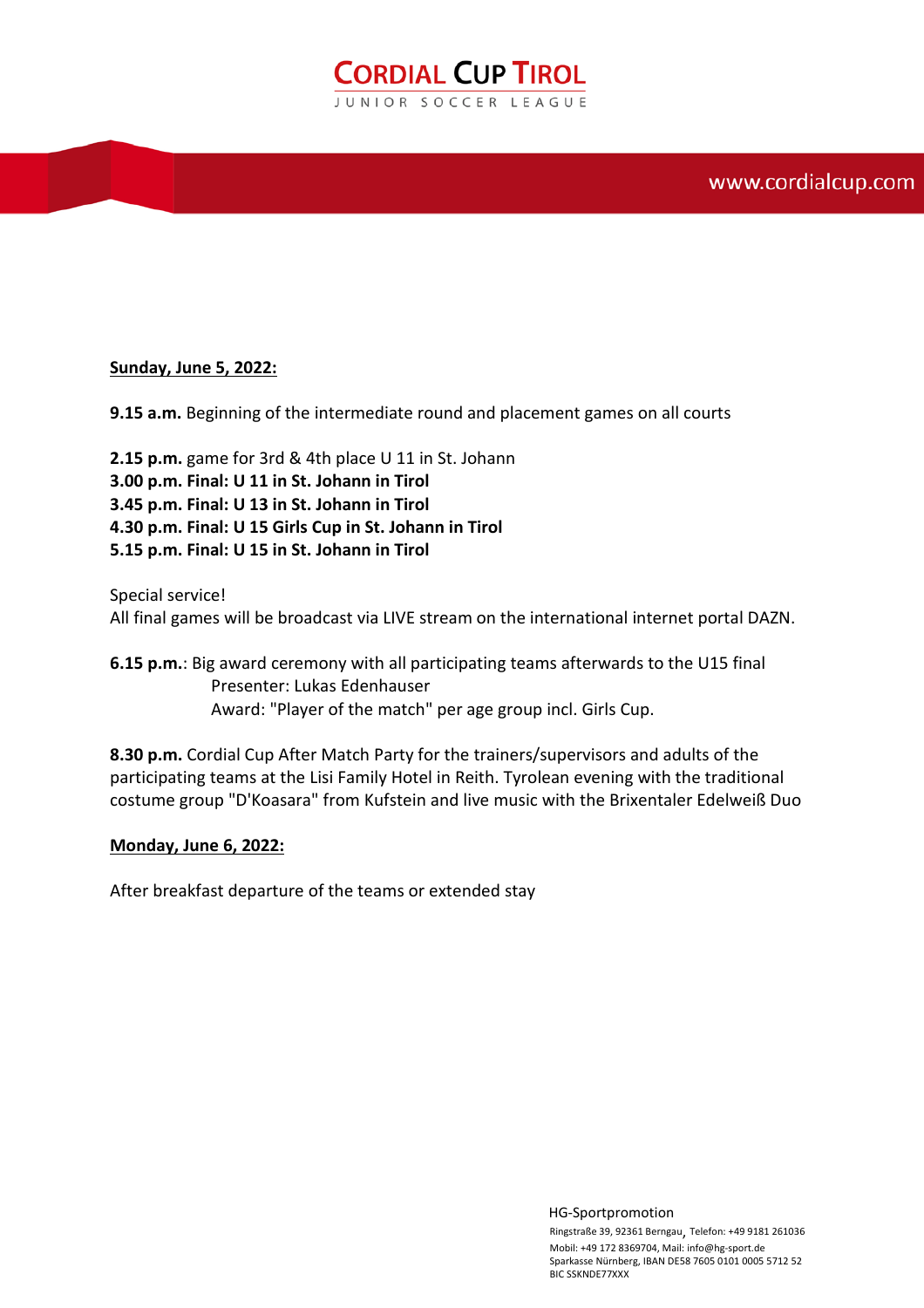**Sunday, June 5, 2022:**

**9.15 a.m.** Beginning of the intermediate round and placement games on all courts

**2.15 p.m.** game for 3rd & 4th place U 11 in St. Johann
**3.00 p.m. Final: U 11 in St. Johann in Tirol**
**3.45 p.m. Final: U 13 in St. Johann in Tirol**
**4.30 p.m. Final: U 15 Girls Cup in St. Johann in Tirol**
**5.15 p.m. Final: U 15 in St. Johann in Tirol**

Special service!
All final games will be broadcast via LIVE stream on the international internet portal DAZN.

**6.15 p.m.**: Big award ceremony with all participating teams afterwards to the U15 final
Presenter: Lukas Edenhauser
Award: "Player of the match" per age group incl. Girls Cup.

**8.30 p.m.** Cordial Cup After Match Party for the trainers/supervisors and adults of the participating teams at the Lisi Family Hotel in Reith. Tyrolean evening with the traditional costume group "D'Koasara" from Kufstein and live music with the Brixentaler Edelweiß Duo

**Monday, June 6, 2022:**

After breakfast departure of the teams or extended stay